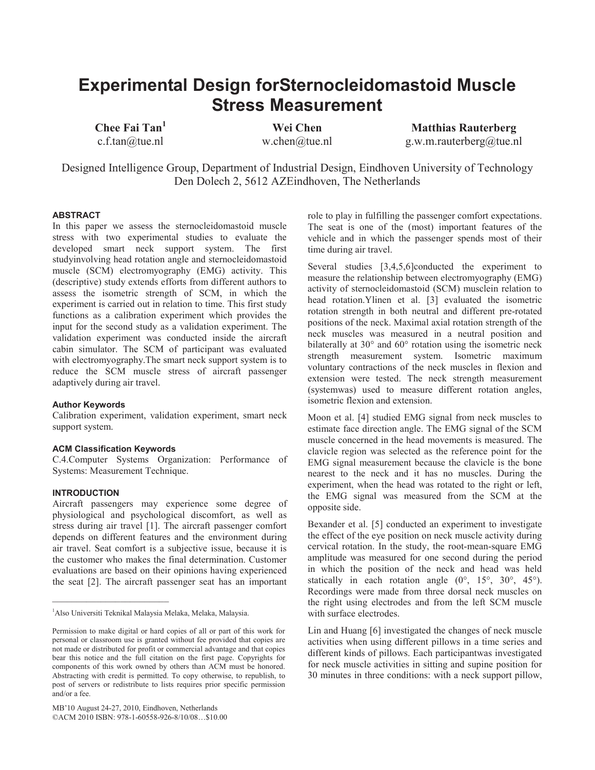# Experimental Design forSternocleidomastoid Muscle Stress Measurement

**Chee Fai Tan**[1]
c.f.tan@tue.nl

**Wei Chen**
w.chen@tue.nl

**Matthias Rauterberg**
g.w.m.rauterberg@tue.nl

Designed Intelligence Group, Department of Industrial Design, Eindhoven University of Technology
Den Dolech 2, 5612 AZEindhoven, The Netherlands

### ABSTRACT

In this paper we assess the sternocleidomastoid muscle stress with two experimental studies to evaluate the developed smart neck support system. The first studyinvolving head rotation angle and sternocleidomastoid muscle (SCM) electromyography (EMG) activity. This (descriptive) study extends efforts from different authors to assess the isometric strength of SCM, in which the experiment is carried out in relation to time. This first study functions as a calibration experiment which provides the input for the second study as a validation experiment. The validation experiment was conducted inside the aircraft cabin simulator. The SCM of participant was evaluated with electromyography.The smart neck support system is to reduce the SCM muscle stress of aircraft passenger adaptively during air travel.

#### Author Keywords

Calibration experiment, validation experiment, smart neck support system.

#### ACM Classification Keywords

C.4.Computer Systems Organization: Performance of Systems: Measurement Technique.

### INTRODUCTION

Aircraft passengers may experience some degree of physiological and psychological discomfort, as well as stress during air travel [1]. The aircraft passenger comfort depends on different features and the environment during air travel. Seat comfort is a subjective issue, because it is the customer who makes the final determination. Customer evaluations are based on their opinions having experienced the seat [2]. The aircraft passenger seat has an important role to play in fulfilling the passenger comfort expectations. The seat is one of the (most) important features of the vehicle and in which the passenger spends most of their time during air travel.

Several studies [3,4,5,6]conducted the experiment to measure the relationship between electromyography (EMG) activity of sternocleidomastoid (SCM) musclein relation to head rotation.Ylinen et al. [3] evaluated the isometric rotation strength in both neutral and different pre-rotated positions of the neck. Maximal axial rotation strength of the neck muscles was measured in a neutral position and bilaterally at 30° and 60° rotation using the isometric neck strength measurement system. Isometric maximum voluntary contractions of the neck muscles in flexion and extension were tested. The neck strength measurement (systemwas) used to measure different rotation angles, isometric flexion and extension.

Moon et al. [4] studied EMG signal from neck muscles to estimate face direction angle. The EMG signal of the SCM muscle concerned in the head movements is measured. The clavicle region was selected as the reference point for the EMG signal measurement because the clavicle is the bone nearest to the neck and it has no muscles. During the experiment, when the head was rotated to the right or left, the EMG signal was measured from the SCM at the opposite side.

Bexander et al. [5] conducted an experiment to investigate the effect of the eye position on neck muscle activity during cervical rotation. In the study, the root-mean-square EMG amplitude was measured for one second during the period in which the position of the neck and head was held statically in each rotation angle (0°, 15°, 30°, 45°). Recordings were made from three dorsal neck muscles on the right using electrodes and from the left SCM muscle with surface electrodes.

Lin and Huang [6] investigated the changes of neck muscle activities when using different pillows in a time series and different kinds of pillows. Each participantwas investigated for neck muscle activities in sitting and supine position for 30 minutes in three conditions: with a neck support pillow,

---

[1]Also Universiti Teknikal Malaysia Melaka, Melaka, Malaysia.

Permission to make digital or hard copies of all or part of this work for personal or classroom use is granted without fee provided that copies are not made or distributed for profit or commercial advantage and that copies bear this notice and the full citation on the first page. Copyrights for components of this work owned by others than ACM must be honored. Abstracting with credit is permitted. To copy otherwise, to republish, to post of servers or redistribute to lists requires prior specific permission and/or a fee.

MB'10 August 24-27, 2010, Eindhoven, Netherlands
©ACM 2010 ISBN: 978-1-60558-926-8/10/08…$10.00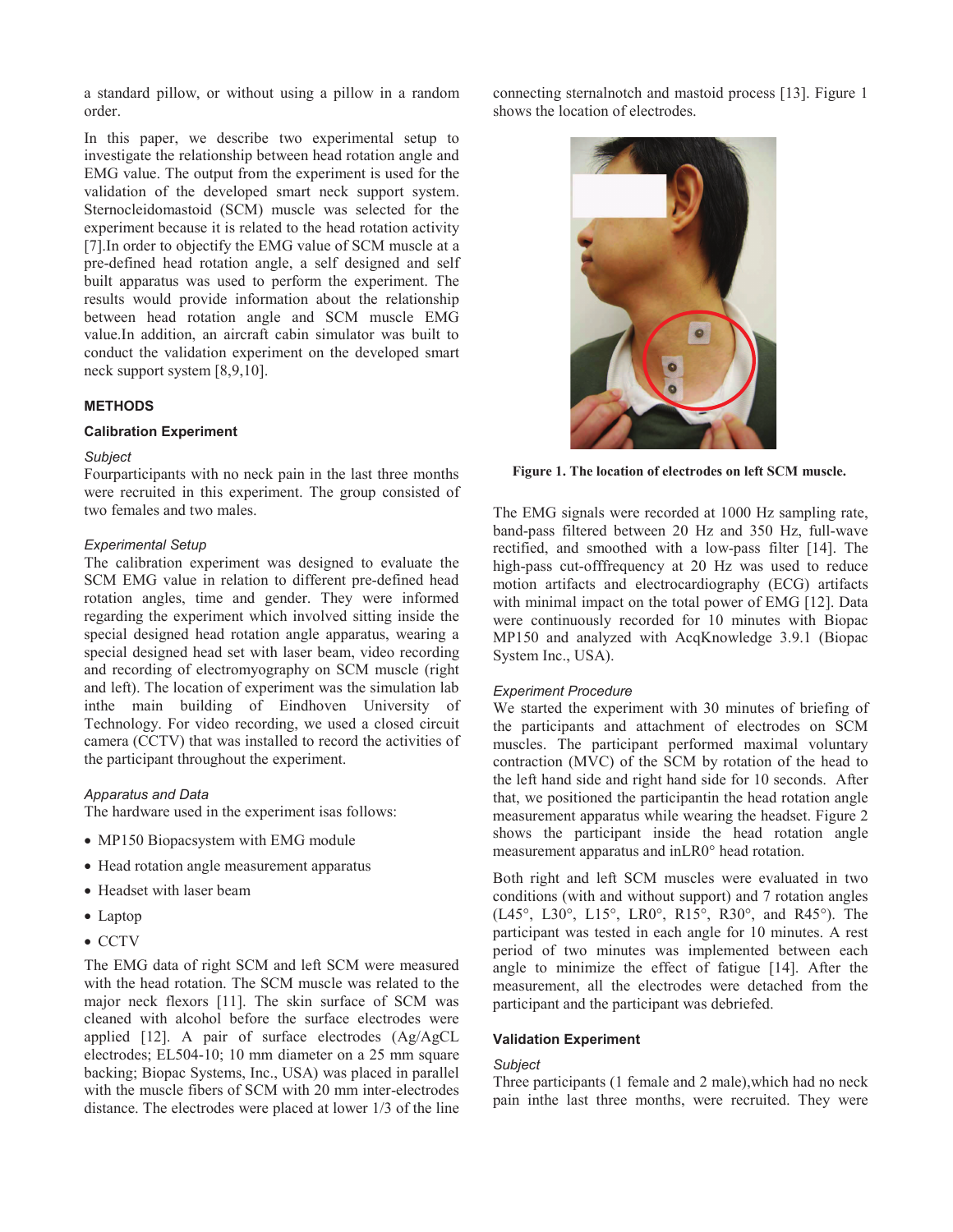a standard pillow, or without using a pillow in a random order.

In this paper, we describe two experimental setup to investigate the relationship between head rotation angle and EMG value. The output from the experiment is used for the validation of the developed smart neck support system. Sternocleidomastoid (SCM) muscle was selected for the experiment because it is related to the head rotation activity [7].In order to objectify the EMG value of SCM muscle at a pre-defined head rotation angle, a self designed and self built apparatus was used to perform the experiment. The results would provide information about the relationship between head rotation angle and SCM muscle EMG value.In addition, an aircraft cabin simulator was built to conduct the validation experiment on the developed smart neck support system [8,9,10].

## METHODS

### Calibration Experiment

*Subject*

Fourparticipants with no neck pain in the last three months were recruited in this experiment. The group consisted of two females and two males.

*Experimental Setup*

The calibration experiment was designed to evaluate the SCM EMG value in relation to different pre-defined head rotation angles, time and gender. They were informed regarding the experiment which involved sitting inside the special designed head rotation angle apparatus, wearing a special designed head set with laser beam, video recording and recording of electromyography on SCM muscle (right and left). The location of experiment was the simulation lab inthe main building of Eindhoven University of Technology. For video recording, we used a closed circuit camera (CCTV) that was installed to record the activities of the participant throughout the experiment.

*Apparatus and Data*

The hardware used in the experiment isas follows:

- MP150 Biopacsystem with EMG module
- Head rotation angle measurement apparatus
- Headset with laser beam
- Laptop
- CCTV

The EMG data of right SCM and left SCM were measured with the head rotation. The SCM muscle was related to the major neck flexors [11]. The skin surface of SCM was cleaned with alcohol before the surface electrodes were applied [12]. A pair of surface electrodes (Ag/AgCL electrodes; EL504-10; 10 mm diameter on a 25 mm square backing; Biopac Systems, Inc., USA) was placed in parallel with the muscle fibers of SCM with 20 mm inter-electrodes distance. The electrodes were placed at lower 1/3 of the line connecting sternalnotch and mastoid process [13]. Figure 1 shows the location of electrodes.

**Figure 1. The location of electrodes on left SCM muscle.**

The EMG signals were recorded at 1000 Hz sampling rate, band-pass filtered between 20 Hz and 350 Hz, full-wave rectified, and smoothed with a low-pass filter [14]. The high-pass cut-offfrequency at 20 Hz was used to reduce motion artifacts and electrocardiography (ECG) artifacts with minimal impact on the total power of EMG [12]. Data were continuously recorded for 10 minutes with Biopac MP150 and analyzed with AcqKnowledge 3.9.1 (Biopac System Inc., USA).

*Experiment Procedure*

We started the experiment with 30 minutes of briefing of the participants and attachment of electrodes on SCM muscles. The participant performed maximal voluntary contraction (MVC) of the SCM by rotation of the head to the left hand side and right hand side for 10 seconds. After that, we positioned the participantin the head rotation angle measurement apparatus while wearing the headset. Figure 2 shows the participant inside the head rotation angle measurement apparatus and inLR0° head rotation.

Both right and left SCM muscles were evaluated in two conditions (with and without support) and 7 rotation angles (L45°, L30°, L15°, LR0°, R15°, R30°, and R45°). The participant was tested in each angle for 10 minutes. A rest period of two minutes was implemented between each angle to minimize the effect of fatigue [14]. After the measurement, all the electrodes were detached from the participant and the participant was debriefed.

### Validation Experiment

*Subject*

Three participants (1 female and 2 male),which had no neck pain inthe last three months, were recruited. They were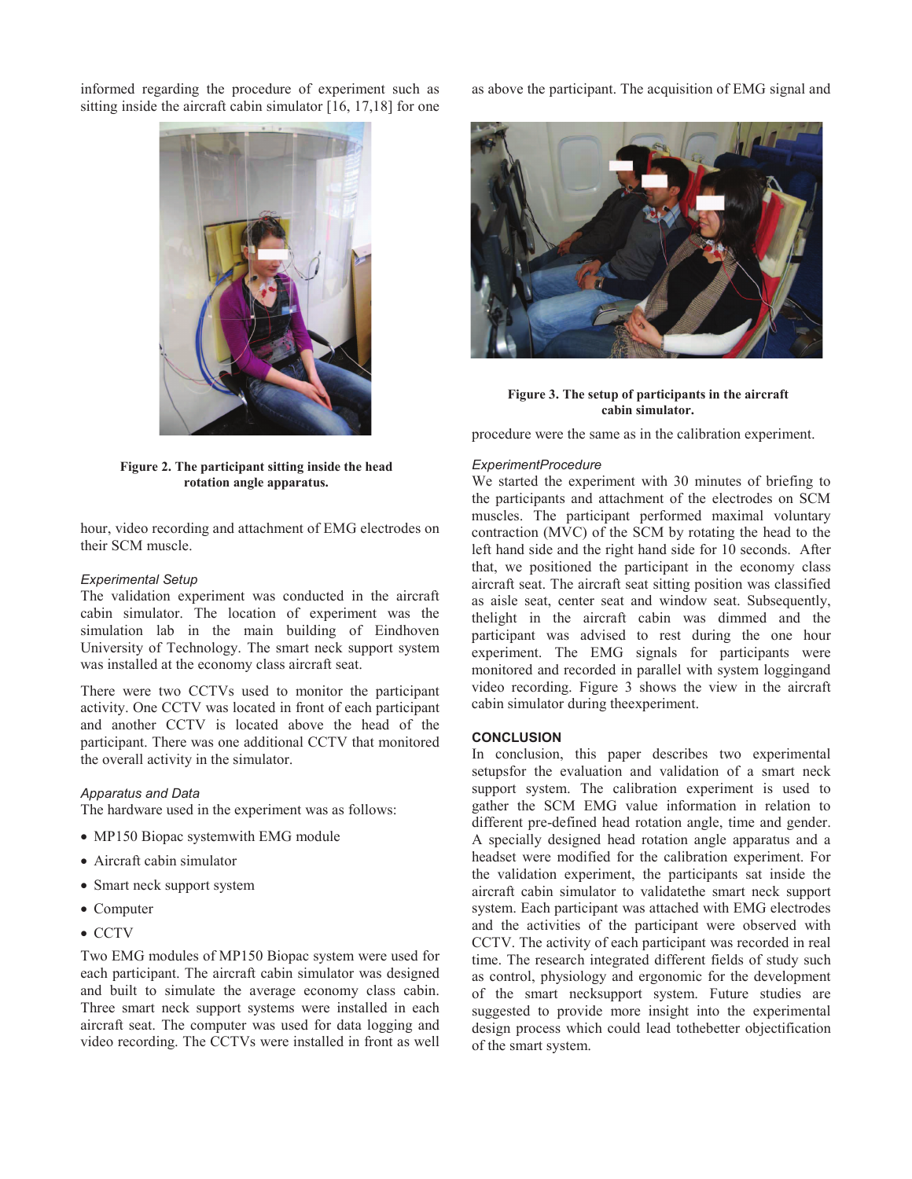informed regarding the procedure of experiment such as sitting inside the aircraft cabin simulator [16, 17,18] for one hour, video recording and attachment of EMG electrodes on their SCM muscle.

**Figure 2. The participant sitting inside the head rotation angle apparatus.**

*Experimental Setup*

The validation experiment was conducted in the aircraft cabin simulator. The location of experiment was the simulation lab in the main building of Eindhoven University of Technology. The smart neck support system was installed at the economy class aircraft seat.

There were two CCTVs used to monitor the participant activity. One CCTV was located in front of each participant and another CCTV is located above the head of the participant. There was one additional CCTV that monitored the overall activity in the simulator.

*Apparatus and Data*

The hardware used in the experiment was as follows:

- MP150 Biopac systemwith EMG module
- Aircraft cabin simulator
- Smart neck support system
- Computer
- CCTV

Two EMG modules of MP150 Biopac system were used for each participant. The aircraft cabin simulator was designed and built to simulate the average economy class cabin. Three smart neck support systems were installed in each aircraft seat. The computer was used for data logging and video recording. The CCTVs were installed in front as well as above the participant. The acquisition of EMG signal and procedure were the same as in the calibration experiment.

**Figure 3. The setup of participants in the aircraft cabin simulator.**

*ExperimentProcedure*

We started the experiment with 30 minutes of briefing to the participants and attachment of the electrodes on SCM muscles. The participant performed maximal voluntary contraction (MVC) of the SCM by rotating the head to the left hand side and the right hand side for 10 seconds. After that, we positioned the participant in the economy class aircraft seat. The aircraft seat sitting position was classified as aisle seat, center seat and window seat. Subsequently, thelight in the aircraft cabin was dimmed and the participant was advised to rest during the one hour experiment. The EMG signals for participants were monitored and recorded in parallel with system loggingand video recording. Figure 3 shows the view in the aircraft cabin simulator during theexperiment.

## CONCLUSION

In conclusion, this paper describes two experimental setupsfor the evaluation and validation of a smart neck support system. The calibration experiment is used to gather the SCM EMG value information in relation to different pre-defined head rotation angle, time and gender. A specially designed head rotation angle apparatus and a headset were modified for the calibration experiment. For the validation experiment, the participants sat inside the aircraft cabin simulator to validatethe smart neck support system. Each participant was attached with EMG electrodes and the activities of the participant were observed with CCTV. The activity of each participant was recorded in real time. The research integrated different fields of study such as control, physiology and ergonomic for the development of the smart necksupport system. Future studies are suggested to provide more insight into the experimental design process which could lead tobetter objectification of the smart system.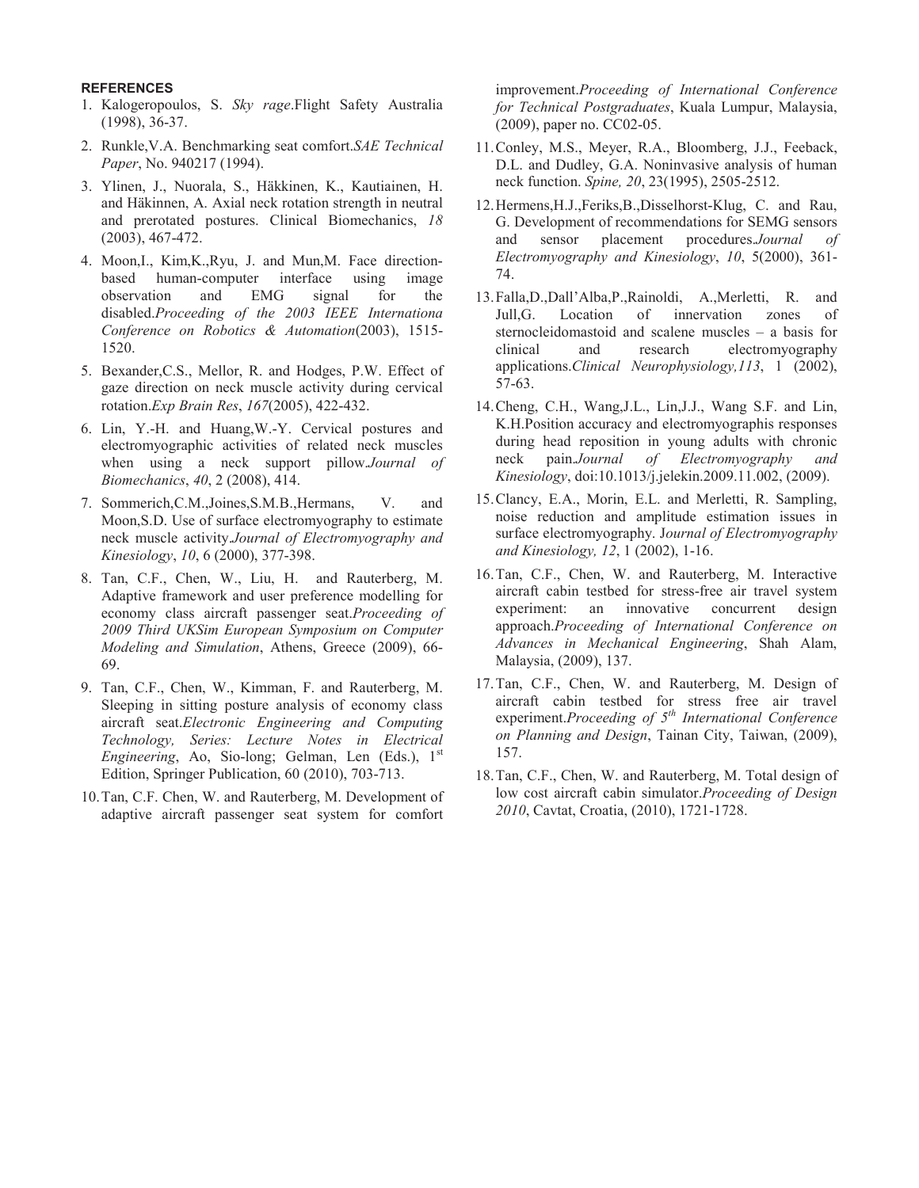**REFERENCES**

1. Kalogeropoulos, S. *Sky rage*.Flight Safety Australia (1998), 36-37.
2. Runkle,V.A. Benchmarking seat comfort.*SAE Technical Paper*, No. 940217 (1994).
3. Ylinen, J., Nuorala, S., Häkkinen, K., Kautiainen, H. and Häkinnen, A. Axial neck rotation strength in neutral and prerotated postures. Clinical Biomechanics, *18* (2003), 467-472.
4. Moon,I., Kim,K.,Ryu, J. and Mun,M. Face direction-based human-computer interface using image observation and EMG signal for the disabled.*Proceeding of the 2003 IEEE Internationa Conference on Robotics & Automation*(2003), 1515-1520.
5. Bexander,C.S., Mellor, R. and Hodges, P.W. Effect of gaze direction on neck muscle activity during cervical rotation.*Exp Brain Res*, *167*(2005), 422-432.
6. Lin, Y.-H. and Huang,W.-Y. Cervical postures and electromyographic activities of related neck muscles when using a neck support pillow.*Journal of Biomechanics*, *40*, 2 (2008), 414.
7. Sommerich,C.M.,Joines,S.M.B.,Hermans, V. and Moon,S.D. Use of surface electromyography to estimate neck muscle activity.*Journal of Electromyography and Kinesiology*, *10*, 6 (2000), 377-398.
8. Tan, C.F., Chen, W., Liu, H. and Rauterberg, M. Adaptive framework and user preference modelling for economy class aircraft passenger seat.*Proceeding of 2009 Third UKSim European Symposium on Computer Modeling and Simulation*, Athens, Greece (2009), 66-69.
9. Tan, C.F., Chen, W., Kimman, F. and Rauterberg, M. Sleeping in sitting posture analysis of economy class aircraft seat.*Electronic Engineering and Computing Technology, Series: Lecture Notes in Electrical Engineering*, Ao, Sio-long; Gelman, Len (Eds.), 1st Edition, Springer Publication, 60 (2010), 703-713.
10. Tan, C.F. Chen, W. and Rauterberg, M. Development of adaptive aircraft passenger seat system for comfort improvement.*Proceeding of International Conference for Technical Postgraduates*, Kuala Lumpur, Malaysia, (2009), paper no. CC02-05.
11. Conley, M.S., Meyer, R.A., Bloomberg, J.J., Feeback, D.L. and Dudley, G.A. Noninvasive analysis of human neck function. *Spine, 20*, 23(1995), 2505-2512.
12. Hermens,H.J.,Feriks,B.,Disselhorst-Klug, C. and Rau, G. Development of recommendations for SEMG sensors and sensor placement procedures.*Journal of Electromyography and Kinesiology*, *10*, 5(2000), 361-74.
13. Falla,D.,Dall'Alba,P.,Rainoldi, A.,Merletti, R. and Jull,G. Location of innervation zones of sternocleidomastoid and scalene muscles – a basis for clinical and research electromyography applications.*Clinical Neurophysiology,113*, 1 (2002), 57-63.
14. Cheng, C.H., Wang,J.L., Lin,J.J., Wang S.F. and Lin, K.H.Position accuracy and electromyographis responses during head reposition in young adults with chronic neck pain.*Journal of Electromyography and Kinesiology*, doi:10.1013/j.jelekin.2009.11.002, (2009).
15. Clancy, E.A., Morin, E.L. and Merletti, R. Sampling, noise reduction and amplitude estimation issues in surface electromyography. J*ournal of Electromyography and Kinesiology, 12*, 1 (2002), 1-16.
16. Tan, C.F., Chen, W. and Rauterberg, M. Interactive aircraft cabin testbed for stress-free air travel system experiment: an innovative concurrent design approach.*Proceeding of International Conference on Advances in Mechanical Engineering*, Shah Alam, Malaysia, (2009), 137.
17. Tan, C.F., Chen, W. and Rauterberg, M. Design of aircraft cabin testbed for stress free air travel experiment.*Proceeding of 5th International Conference on Planning and Design*, Tainan City, Taiwan, (2009), 157.
18. Tan, C.F., Chen, W. and Rauterberg, M. Total design of low cost aircraft cabin simulator.*Proceeding of Design 2010*, Cavtat, Croatia, (2010), 1721-1728.